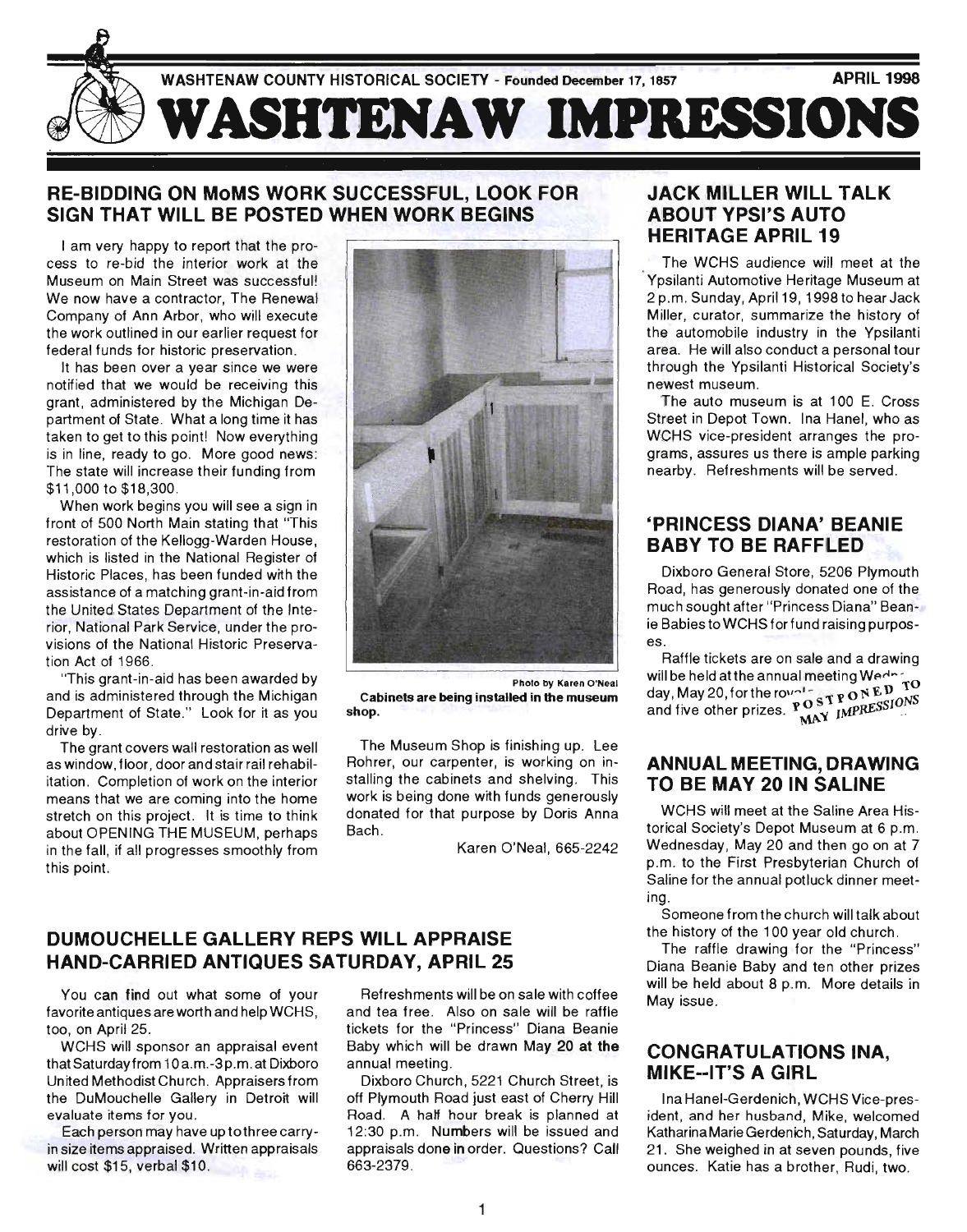WASHTENAW COUNTY HISTORICAL SOCIETY - Founded December 17, 1857

APRIL 1998

# WASHTENAW IMPRESSIONS

## RE-BIDDING ON MoMS WORK SUCCESSFUL, LOOK FOR SIGN THAT WILL BE POSTED WHEN WORK BEGINS

I am very happy to report that the process to re-bid the interior work at the Museum on Main Street was successful! We now have a contractor, The Renewal Company of Ann Arbor, who will execute the work outlined in our earlier request for federal funds for historic preservation.

It has been over a year since we were notified that we would be receiving this grant, administered by the Michigan Department of State. What a long time it has taken to get to this point! Now everything is in line, ready to go. More good news: The state will increase their funding from $11,000 to $18,300.

When work begins you will see a sign in front of 500 North Main stating that "This restoration of the Kellogg-Warden House, which is listed in the National Register of Historic Places, has been funded with the assistance of a matching grant-in-aid from the United States Department of the Interior, National Park Service, under the provisions of the National Historic Preservation Act of 1966.

"This grant-in-aid has been awarded by and is administered through the Michigan Department of State." Look for it as you drive by.

The grant covers wall restoration as well as window, floor, door and stair rail rehabilitation. Completion of work on the interior means that we are coming into the home stretch on this project. It is time to think about OPENING THE MUSEUM, perhaps in the fall, if all progresses smoothly from this point.

Photo by Karen O'Neal

**Cabinets are being installed in the museum shop.**

The Museum Shop is finishing up. Lee Rohrer, our carpenter, is working on installing the cabinets and shelving. This work is being done with funds generously donated for that purpose by Doris Anna Bach.

Karen O'Neal, 665-2242

## JACK MILLER WILL TALK ABOUT YPSI'S AUTO HERITAGE APRIL 19

The WCHS audience will meet at the Ypsilanti Automotive Heritage Museum at 2 p.m. Sunday, April 19, 1998 to hear Jack Miller, curator, summarize the history of the automobile industry in the Ypsilanti area. He will also conduct a personal tour through the Ypsilanti Historical Society's newest museum.

The auto museum is at 100 E. Cross Street in Depot Town. Ina Hanel, who as WCHS vice-president arranges the programs, assures us there is ample parking nearby. Refreshments will be served.

## 'PRINCESS DIANA' BEANIE BABY TO BE RAFFLED

Dixboro General Store, 5206 Plymouth Road, has generously donated one of the much sought after "Princess Diana" Beanie Babies to WCHS for fund raising purposes.

Raffle tickets are on sale and a drawing will be held at the annual meeting Wedn-day, May 20, for the ro--- and five other prizes. POSTPONED TO MAY IMPRESSIONS

## ANNUAL MEETING, DRAWING TO BE MAY 20 IN SALINE

WCHS will meet at the Saline Area Historical Society's Depot Museum at 6 p.m. Wednesday, May 20 and then go on at 7 p.m. to the First Presbyterian Church of Saline for the annual potluck dinner meeting.

Someone from the church will talk about the history of the 100 year old church.

The raffle drawing for the "Princess" Diana Beanie Baby and ten other prizes will be held about 8 p.m. More details in May issue.

## DUMOUCHELLE GALLERY REPS WILL APPRAISE HAND-CARRIED ANTIQUES SATURDAY, APRIL 25

You can find out what some of your favorite antiques are worth and help WCHS, too, on April 25.

WCHS will sponsor an appraisal event that Saturday from 10 a.m.-3 p.m. at Dixboro United Methodist Church. Appraisers from the DuMouchelle Gallery in Detroit will evaluate items for you.

Each person may have up to three carry-in size items appraised. Written appraisals will cost $15, verbal $10.

Refreshments will be on sale with coffee and tea free. Also on sale will be raffle tickets for the "Princess" Diana Beanie Baby which will be drawn May 20 at the annual meeting.

Dixboro Church, 5221 Church Street, is off Plymouth Road just east of Cherry Hill Road. A half hour break is planned at 12:30 p.m. Numbers will be issued and appraisals done in order. Questions? Call 663-2379.

## CONGRATULATIONS INA, MIKE--IT'S A GIRL

Ina Hanel-Gerdenich, WCHS Vice-president, and her husband, Mike, welcomed Katharina Marie Gerdenich, Saturday, March 21. She weighed in at seven pounds, five ounces. Katie has a brother, Rudi, two.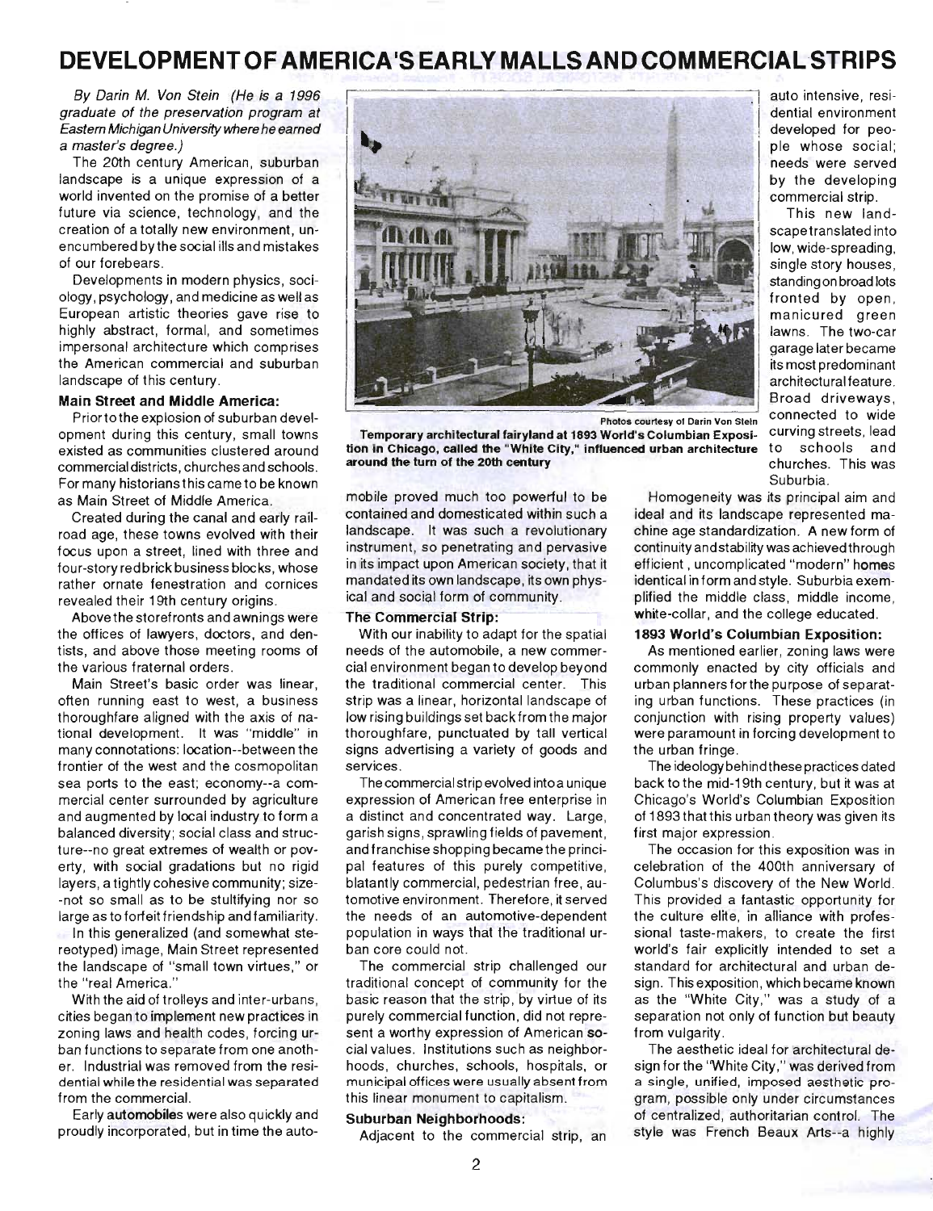# DEVELOPMENT OF AMERICA'S EARLY MALLS AND COMMERCIAL STRIPS

*By Darin M. Von Stein (He is a 1996 graduate of the preservation program at Eastern Michigan University where he earned a master's degree.)*

The 20th century American, suburban landscape is a unique expression of a world invented on the promise of a better future via science, technology, and the creation of a totally new environment, unencumbered by the social ills and mistakes of our forebears.

Developments in modern physics, sociology, psychology, and medicine as well as European artistic theories gave rise to highly abstract, formal, and sometimes impersonal architecture which comprises the American commercial and suburban landscape of this century.

### Main Street and Middle America:

Prior to the explosion of suburban development during this century, small towns existed as communities clustered around commercial districts, churches and schools. For many historians this came to be known as Main Street of Middle America.

Created during the canal and early railroad age, these towns evolved with their focus upon a street, lined with three and four-story red brick business blocks, whose rather ornate fenestration and cornices revealed their 19th century origins.

Above the storefronts and awnings were the offices of lawyers, doctors, and dentists, and above those meeting rooms of the various fraternal orders.

Main Street's basic order was linear, often running east to west, a business thoroughfare aligned with the axis of national development. It was "middle" in many connotations: location--between the frontier of the west and the cosmopolitan sea ports to the east; economy--a commercial center surrounded by agriculture and augmented by local industry to form a balanced diversity; social class and structure--no great extremes of wealth or poverty, with social gradations but no rigid layers, a tightly cohesive community; size--not so small as to be stultifying nor so large as to forfeit friendship and familiarity.

In this generalized (and somewhat stereotyped) image, Main Street represented the landscape of "small town virtues," or the "real America."

With the aid of trolleys and inter-urbans, cities began to implement new practices in zoning laws and health codes, forcing urban functions to separate from one another. Industrial was removed from the residential while the residential was separated from the commercial.

Early automobiles were also quickly and proudly incorporated, but in time the automobile proved much too powerful to be contained and domesticated within such a landscape. It was such a revolutionary instrument, so penetrating and pervasive in its impact upon American society, that it mandated its own landscape, its own physical and social form of community.

Photos courtesy of Darin Von Stein

**Temporary architectural fairyland at 1893 World's Columbian Exposition in Chicago, called the "White City," influenced urban architecture around the turn of the 20th century**

### The Commercial Strip:

With our inability to adapt for the spatial needs of the automobile, a new commercial environment began to develop beyond the traditional commercial center. This strip was a linear, horizontal landscape of low rising buildings set back from the major thoroughfare, punctuated by tall vertical signs advertising a variety of goods and services.

The commercial strip evolved into a unique expression of American free enterprise in a distinct and concentrated way. Large, garish signs, sprawling fields of pavement, and franchise shopping became the principal features of this purely competitive, blatantly commercial, pedestrian free, automotive environment. Therefore, it served the needs of an automotive-dependent population in ways that the traditional urban core could not.

The commercial strip challenged our traditional concept of community for the basic reason that the strip, by virtue of its purely commercial function, did not represent a worthy expression of American social values. Institutions such as neighborhoods, churches, schools, hospitals, or municipal offices were usually absent from this linear monument to capitalism.

### Suburban Neighborhoods:

Adjacent to the commercial strip, an auto intensive, residential environment developed for people whose social; needs were served by the developing commercial strip.

This new landscape translated into low, wide-spreading, single story houses, standing on broad lots fronted by open, manicured green lawns. The two-car garage later became its most predominant architectural feature. Broad driveways, connected to wide curving streets, lead to schools and churches. This was Suburbia.

Homogeneity was its principal aim and ideal and its landscape represented machine age standardization. A new form of continuity and stability was achieved through efficient, uncomplicated "modern" homes identical in form and style. Suburbia exemplified the middle class, middle income, white-collar, and the college educated.

### 1893 World's Columbian Exposition:

As mentioned earlier, zoning laws were commonly enacted by city officials and urban planners for the purpose of separating urban functions. These practices (in conjunction with rising property values) were paramount in forcing development to the urban fringe.

The ideology behind these practices dated back to the mid-19th century, but it was at Chicago's World's Columbian Exposition of 1893 that this urban theory was given its first major expression.

The occasion for this exposition was in celebration of the 400th anniversary of Columbus's discovery of the New World. This provided a fantastic opportunity for the culture elite, in alliance with professional taste-makers, to create the first world's fair explicitly intended to set a standard for architectural and urban design. This exposition, which became known as the "White City," was a study of a separation not only of function but beauty from vulgarity.

The aesthetic ideal for architectural design for the "White City," was derived from a single, unified, imposed aesthetic program, possible only under circumstances of centralized, authoritarian control. The style was French Beaux Arts--a highly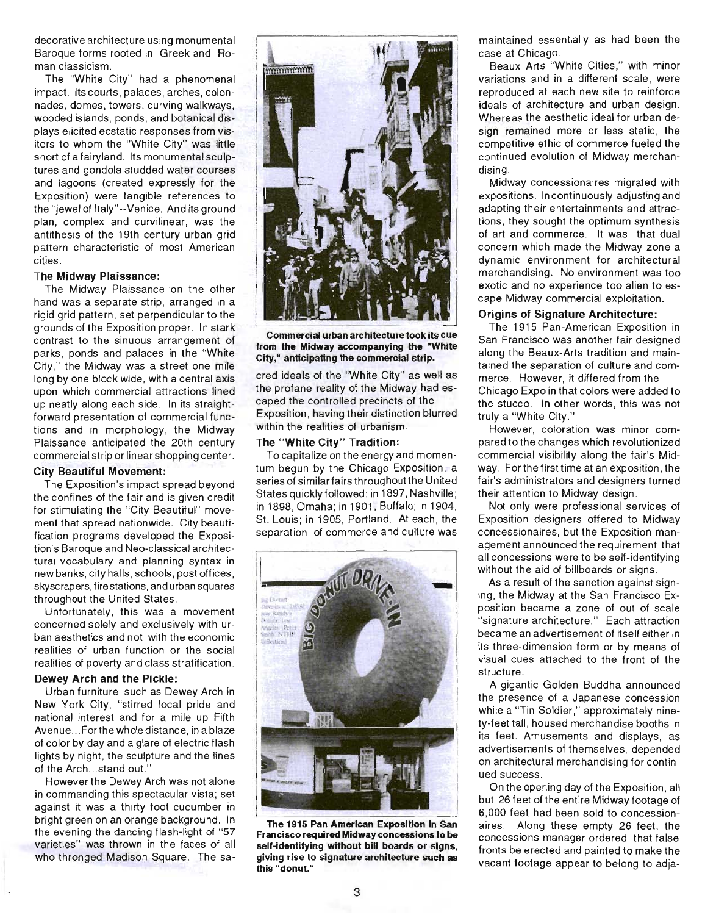decorative architecture using monumental Baroque forms rooted in Greek and Roman classicism.

The "White City" had a phenomenal impact. Its courts, palaces, arches, colonnades, domes, towers, curving walkways, wooded islands, ponds, and botanical displays elicited ecstatic responses from visitors to whom the "White City" was little short of a fairyland. Its monumental sculptures and gondola studded water courses and lagoons (created expressly for the Exposition) were tangible references to the "jewel of Italy"--Venice. And its ground plan, complex and curvilinear, was the antithesis of the 19th century urban grid pattern characteristic of most American cities.

### The Midway Plaissance:

The Midway Plaissance on the other hand was a separate strip, arranged in a rigid grid pattern, set perpendicular to the grounds of the Exposition proper. In stark contrast to the sinuous arrangement of parks, ponds and palaces in the "White City," the Midway was a street one mile long by one block wide, with a central axis upon which commercial attractions lined up neatly along each side. In its straightforward presentation of commercial functions and in morphology, the Midway Plaissance anticipated the 20th century commercial strip or linear shopping center.

### City Beautiful Movement:

The Exposition's impact spread beyond the confines of the fair and is given credit for stimulating the "City Beautiful" movement that spread nationwide. City beautification programs developed the Exposition's Baroque and Neo-classical architectural vocabulary and planning syntax in new banks, city halls, schools, post offices, skyscrapers, fire stations, and urban squares throughout the United States.

Unfortunately, this was a movement concerned solely and exclusively with urban aesthetics and not with the economic realities of urban function or the social realities of poverty and class stratification.

### Dewey Arch and the Pickle:

Urban furniture, such as Dewey Arch in New York City, "stirred local pride and national interest and for a mile up Fifth Avenue...For the whole distance, in a blaze of color by day and a glare of electric flash lights by night, the sculpture and the lines of the Arch...stand out."

However the Dewey Arch was not alone in commanding this spectacular vista; set against it was a thirty foot cucumber in bright green on an orange background. In the evening the dancing flash-light of "57 varieties" was thrown in the faces of all who thronged Madison Square. The sacred ideals of the "White City" as well as the profane reality of the Midway had escaped the controlled precincts of the Exposition, having their distinction blurred within the realities of urbanism.

**Commercial urban architecture took its cue from the Midway accompanying the "White City," anticipating the commercial strip.**

### The "White City" Tradition:

To capitalize on the energy and momentum begun by the Chicago Exposition, a series of similar fairs throughout the United States quickly followed: in 1897, Nashville; in 1898, Omaha; in 1901, Buffalo; in 1904, St. Louis; in 1905, Portland. At each, the separation of commerce and culture was maintained essentially as had been the case at Chicago.

**The 1915 Pan American Exposition in San Francisco required Midway concessions to be self-identifying without bill boards or signs, giving rise to signature architecture such as this "donut."**

Beaux Arts "White Cities," with minor variations and in a different scale, were reproduced at each new site to reinforce ideals of architecture and urban design. Whereas the aesthetic ideal for urban design remained more or less static, the competitive ethic of commerce fueled the continued evolution of Midway merchandising.

Midway concessionaires migrated with expositions. In continuously adjusting and adapting their entertainments and attractions, they sought the optimum synthesis of art and commerce. It was that dual concern which made the Midway zone a dynamic environment for architectural merchandising. No environment was too exotic and no experience too alien to escape Midway commercial exploitation.

### Origins of Signature Architecture:

The 1915 Pan-American Exposition in San Francisco was another fair designed along the Beaux-Arts tradition and maintained the separation of culture and commerce. However, it differed from the Chicago Expo in that colors were added to the stucco. In other words, this was not truly a "White City."

However, coloration was minor compared to the changes which revolutionized commercial visibility along the fair's Midway. For the first time at an exposition, the fair's administrators and designers turned their attention to Midway design.

Not only were professional services of Exposition designers offered to Midway concessionaires, but the Exposition management announced the requirement that all concessions were to be self-identifying without the aid of billboards or signs.

As a result of the sanction against signing, the Midway at the San Francisco Exposition became a zone of out of scale "signature architecture." Each attraction became an advertisement of itself either in its three-dimension form or by means of visual cues attached to the front of the structure.

A gigantic Golden Buddha announced the presence of a Japanese concession while a "Tin Soldier," approximately ninety-feet tall, housed merchandise booths in its feet. Amusements and displays, as advertisements of themselves, depended on architectural merchandising for continued success.

On the opening day of the Exposition, all but 26 feet of the entire Midway footage of 6,000 feet had been sold to concessionaires. Along these empty 26 feet, the concessions manager ordered that false fronts be erected and painted to make the vacant footage appear to belong to adja-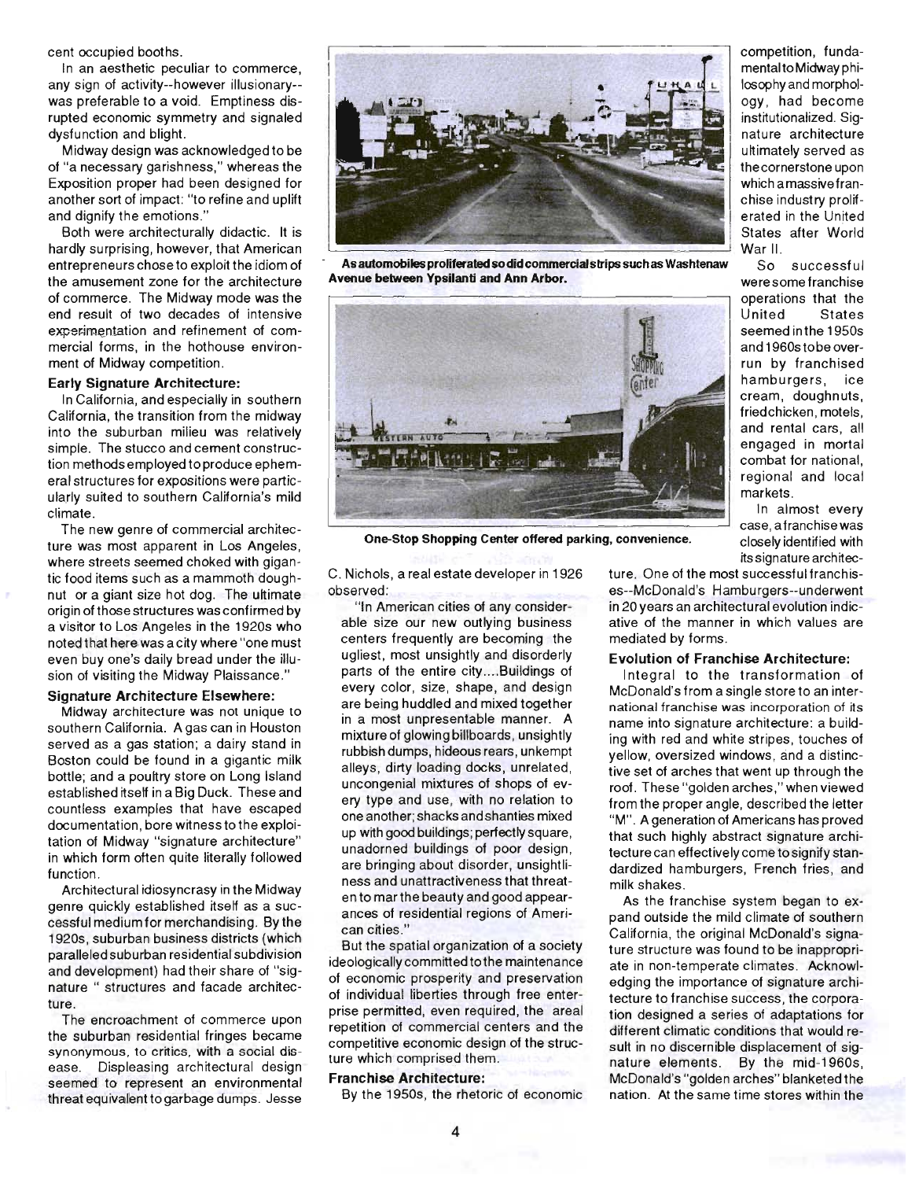cent occupied booths.

In an aesthetic peculiar to commerce, any sign of activity--however illusionary--was preferable to a void. Emptiness disrupted economic symmetry and signaled dysfunction and blight.

Midway design was acknowledged to be of "a necessary garishness," whereas the Exposition proper had been designed for another sort of impact: "to refine and uplift and dignify the emotions."

Both were architecturally didactic. It is hardly surprising, however, that American entrepreneurs chose to exploit the idiom of the amusement zone for the architecture of commerce. The Midway mode was the end result of two decades of intensive experimentation and refinement of commercial forms, in the hothouse environment of Midway competition.

### Early Signature Architecture:

In California, and especially in southern California, the transition from the midway into the suburban milieu was relatively simple. The stucco and cement construction methods employed to produce ephemeral structures for expositions were particularly suited to southern California's mild climate.

The new genre of commercial architecture was most apparent in Los Angeles, where streets seemed choked with gigantic food items such as a mammoth doughnut or a giant size hot dog. The ultimate origin of those structures was confirmed by a visitor to Los Angeles in the 1920s who noted that here was a city where "one must even buy one's daily bread under the illusion of visiting the Midway Plaissance."

### Signature Architecture Elsewhere:

Midway architecture was not unique to southern California. A gas can in Houston served as a gas station; a dairy stand in Boston could be found in a gigantic milk bottle; and a poultry store on Long Island established itself in a Big Duck. These and countless examples that have escaped documentation, bore witness to the exploitation of Midway "signature architecture" in which form often quite literally followed function.

Architectural idiosyncrasy in the Midway genre quickly established itself as a successful medium for merchandising. By the 1920s, suburban business districts (which paralleled suburban residential subdivision and development) had their share of "signature " structures and facade architecture.

The encroachment of commerce upon the suburban residential fringes became synonymous, to critics, with a social disease. Displeasing architectural design seemed to represent an environmental threat equivalent to garbage dumps. Jesse C. Nichols, a real estate developer in 1926 observed:

> "In American cities of any considerable size our new outlying business centers frequently are becoming the ugliest, most unsightly and disorderly parts of the entire city....Buildings of every color, size, shape, and design are being huddled and mixed together in a most unpresentable manner. A mixture of glowing billboards, unsightly rubbish dumps, hideous rears, unkempt alleys, dirty loading docks, unrelated, uncongenial mixtures of shops of every type and use, with no relation to one another; shacks and shanties mixed up with good buildings; perfectly square, unadorned buildings of poor design, are bringing about disorder, unsightliness and unattractiveness that threaten to mar the beauty and good appearances of residential regions of American cities."

But the spatial organization of a society ideologically committed to the maintenance of economic prosperity and preservation of individual liberties through free enterprise permitted, even required, the areal repetition of commercial centers and the competitive economic design of the structure which comprised them.

**As automobiles proliferated so did commercial strips such as Washtenaw Avenue between Ypsilanti and Ann Arbor.**

**One-Stop Shopping Center offered parking, convenience.**

### Franchise Architecture:

By the 1950s, the rhetoric of economic competition, fundamental to Midway philosophy and morphology, had become institutionalized. Signature architecture ultimately served as the cornerstone upon which a massive franchise industry proliferated in the United States after World War II.

So successful were some franchise operations that the United States seemed in the 1950s and 1960s to be overrun by franchised hamburgers, ice cream, doughnuts, fried chicken, motels, and rental cars, all engaged in mortal combat for national, regional and local markets.

In almost every case, a franchise was closely identified with its signature architecture. One of the most successful franchises--McDonald's Hamburgers--underwent in 20 years an architectural evolution indicative of the manner in which values are mediated by forms.

### Evolution of Franchise Architecture:

Integral to the transformation of McDonald's from a single store to an international franchise was incorporation of its name into signature architecture: a building with red and white stripes, touches of yellow, oversized windows, and a distinctive set of arches that went up through the roof. These "golden arches," when viewed from the proper angle, described the letter "M". A generation of Americans has proved that such highly abstract signature architecture can effectively come to signify standardized hamburgers, French fries, and milk shakes.

As the franchise system began to expand outside the mild climate of southern California, the original McDonald's signature structure was found to be inappropriate in non-temperate climates. Acknowledging the importance of signature architecture to franchise success, the corporation designed a series of adaptations for different climatic conditions that would result in no discernible displacement of signature elements. By the mid-1960s, McDonald's "golden arches" blanketed the nation. At the same time stores within the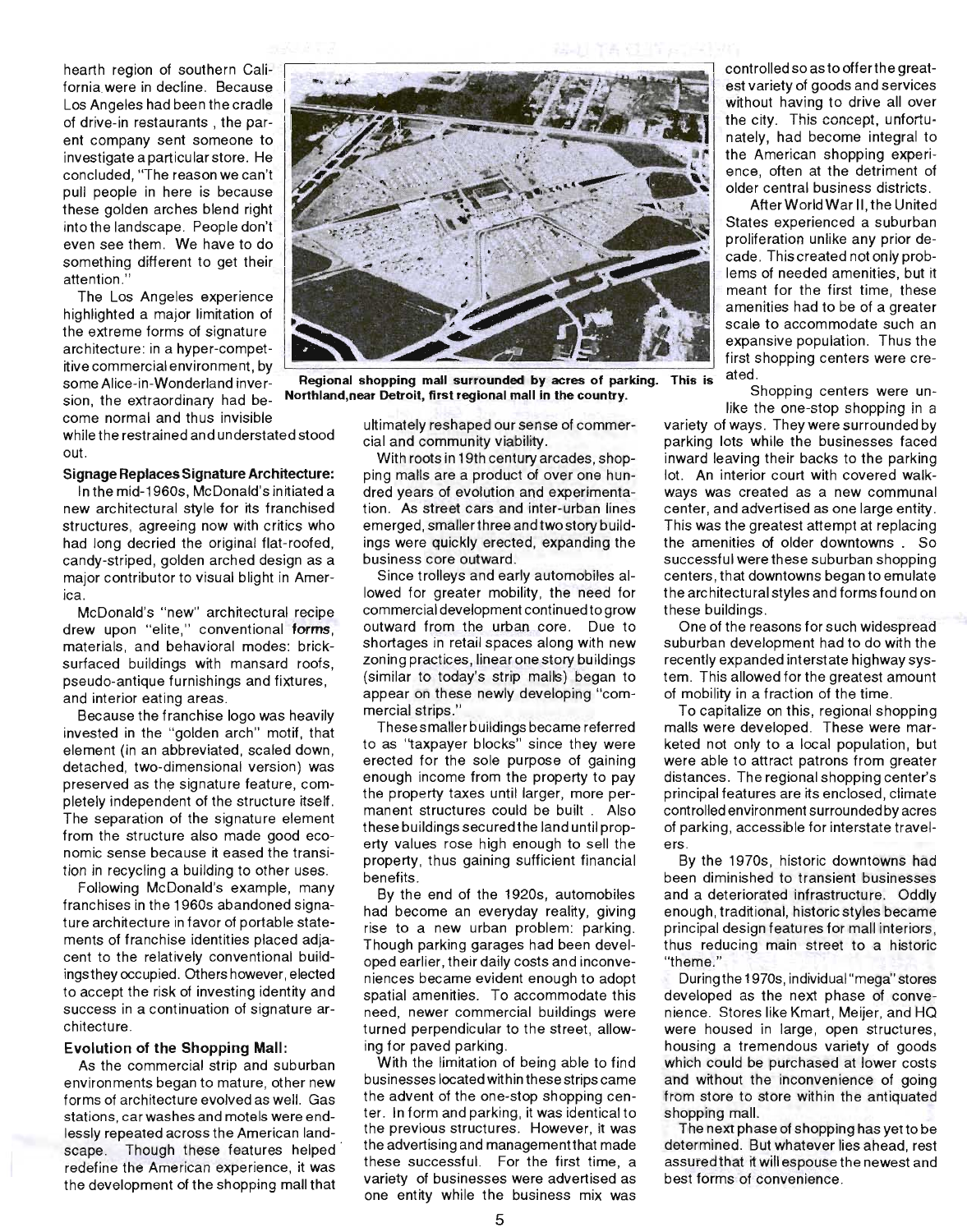hearth region of southern California were in decline. Because Los Angeles had been the cradle of drive-in restaurants, the parent company sent someone to investigate a particular store. He concluded, "The reason we can't pull people in here is because these golden arches blend right into the landscape. People don't even see them. We have to do something different to get their attention."

The Los Angeles experience highlighted a major limitation of the extreme forms of signature architecture: in a hyper-competitive commercial environment, by some Alice-in-Wonderland inversion, the extraordinary had become normal and thus invisible while the restrained and understated stood out.

**Signage Replaces Signature Architecture:**

In the mid-1960s, McDonald's initiated a new architectural style for its franchised structures, agreeing now with critics who had long decried the original flat-roofed, candy-striped, golden arched design as a major contributor to visual blight in America.

McDonald's "new" architectural recipe drew upon "elite," conventional **forms**, materials, and behavioral modes: brick-surfaced buildings with mansard roofs, pseudo-antique furnishings and fixtures, and interior eating areas.

Because the franchise logo was heavily invested in the "golden arch" motif, that element (in an abbreviated, scaled down, detached, two-dimensional version) was preserved as the signature feature, completely independent of the structure itself. The separation of the signature element from the structure also made good economic sense because it eased the transition in recycling a building to other uses.

Following McDonald's example, many franchises in the 1960s abandoned signature architecture in favor of portable statements of franchise identities placed adjacent to the relatively conventional buildings they occupied. Others however, elected to accept the risk of investing identity and success in a continuation of signature architecture.

**Evolution of the Shopping Mall:**

As the commercial strip and suburban environments began to mature, other new forms of architecture evolved as well. Gas stations, car washes and motels were endlessly repeated across the American landscape. Though these features helped redefine the American experience, it was the development of the shopping mall that ultimately reshaped our sense of commercial and community viability.

Regional shopping mall surrounded by acres of parking. This is Northland, near Detroit, first regional mall in the country.

With roots in 19th century arcades, shopping malls are a product of over one hundred years of evolution and experimentation. As street cars and inter-urban lines emerged, smaller three and two story buildings were quickly erected, expanding the business core outward.

Since trolleys and early automobiles allowed for greater mobility, the need for commercial development continued to grow outward from the urban core. Due to shortages in retail spaces along with new zoning practices, linear one story buildings (similar to today's strip malls) began to appear on these newly developing "commercial strips."

These smaller buildings became referred to as "taxpayer blocks" since they were erected for the sole purpose of gaining enough income from the property to pay the property taxes until larger, more permanent structures could be built. Also these buildings secured the land until property values rose high enough to sell the property, thus gaining sufficient financial benefits.

By the end of the 1920s, automobiles had become an everyday reality, giving rise to a new urban problem: parking. Though parking garages had been developed earlier, their daily costs and inconveniences became evident enough to adopt spatial amenities. To accommodate this need, newer commercial buildings were turned perpendicular to the street, allowing for paved parking.

With the limitation of being able to find businesses located within these strips came the advent of the one-stop shopping center. In form and parking, it was identical to the previous structures. However, it was the advertising and management that made these successful. For the first time, a variety of businesses were advertised as one entity while the business mix was controlled so as to offer the greatest variety of goods and services without having to drive all over the city. This concept, unfortunately, had become integral to the American shopping experience, often at the detriment of older central business districts.

After World War II, the United States experienced a suburban proliferation unlike any prior decade. This created not only problems of needed amenities, but it meant for the first time, these amenities had to be of a greater scale to accommodate such an expansive population. Thus the first shopping centers were created.

Shopping centers were unlike the one-stop shopping in a variety of ways. They were surrounded by parking lots while the businesses faced inward leaving their backs to the parking lot. An interior court with covered walkways was created as a new communal center, and advertised as one large entity. This was the greatest attempt at replacing the amenities of older downtowns. So successful were these suburban shopping centers, that downtowns began to emulate the architectural styles and forms found on these buildings.

One of the reasons for such widespread suburban development had to do with the recently expanded interstate highway system. This allowed for the greatest amount of mobility in a fraction of the time.

To capitalize on this, regional shopping malls were developed. These were marketed not only to a local population, but were able to attract patrons from greater distances. The regional shopping center's principal features are its enclosed, climate controlled environment surrounded by acres of parking, accessible for interstate travelers.

By the 1970s, historic downtowns had been diminished to transient businesses and a deteriorated infrastructure. Oddly enough, traditional, historic styles became principal design features for mall interiors, thus reducing main street to a historic "theme."

During the 1970s, individual "mega" stores developed as the next phase of convenience. Stores like Kmart, Meijer, and HQ were housed in large, open structures, housing a tremendous variety of goods which could be purchased at lower costs and without the inconvenience of going from store to store within the antiquated shopping mall.

The next phase of shopping has yet to be determined. But whatever lies ahead, rest assured that it will espouse the newest and best forms of convenience.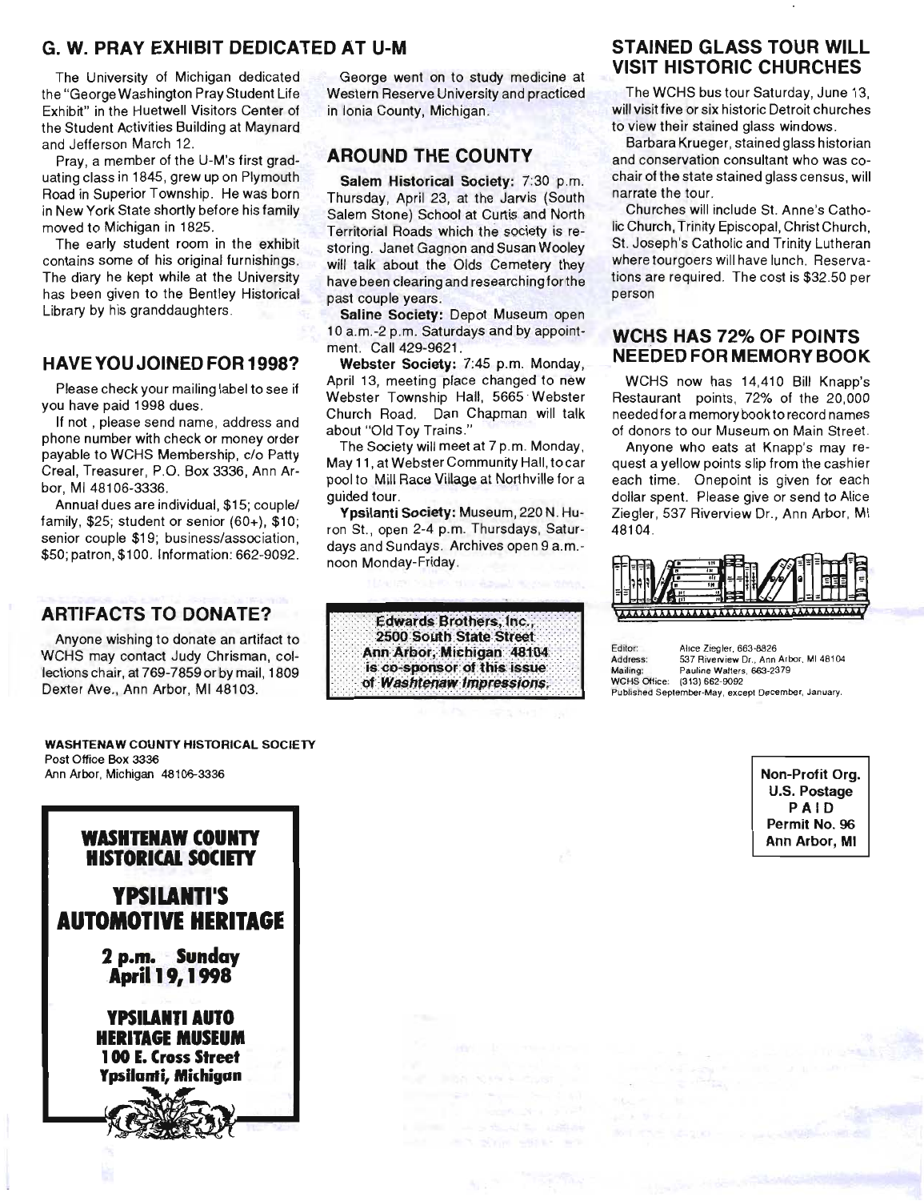## G. W. PRAY EXHIBIT DEDICATED AT U-M

The University of Michigan dedicated the "George Washington Pray Student Life Exhibit" in the Huetwell Visitors Center of the Student Activities Building at Maynard and Jefferson March 12.

Pray, a member of the U-M's first graduating class in 1845, grew up on Plymouth Road in Superior Township. He was born in New York State shortly before his family moved to Michigan in 1825.

The early student room in the exhibit contains some of his original furnishings. The diary he kept while at the University has been given to the Bentley Historical Library by his granddaughters.

George went on to study medicine at Western Reserve University and practiced in Ionia County, Michigan.

## HAVE YOU JOINED FOR 1998?

Please check your mailing label to see if you have paid 1998 dues.

If not , please send name, address and phone number with check or money order payable to WCHS Membership, c/o Patty Creal, Treasurer, P.O. Box 3336, Ann Arbor, MI 48106-3336.

Annual dues are individual, $15; couple/family, $25; student or senior (60+), $10; senior couple $19; business/association, $50; patron, $100. Information: 662-9092.

## ARTIFACTS TO DONATE?

Anyone wishing to donate an artifact to WCHS may contact Judy Chrisman, collections chair, at 769-7859 or by mail, 1809 Dexter Ave., Ann Arbor, MI 48103.

## AROUND THE COUNTY

**Salem Historical Society:** 7:30 p.m. Thursday, April 23, at the Jarvis (South Salem Stone) School at Curtis and North Territorial Roads which the society is restoring. Janet Gagnon and Susan Wooley will talk about the Olds Cemetery they have been clearing and researching for the past couple years.

**Saline Society:** Depot Museum open 10 a.m.-2 p.m. Saturdays and by appointment. Call 429-9621.

**Webster Society:** 7:45 p.m. Monday, April 13, meeting place changed to new Webster Township Hall, 5665 Webster Church Road. Dan Chapman will talk about "Old Toy Trains."

The Society will meet at 7 p.m. Monday, May 11, at Webster Community Hall, to car pool to Mill Race Village at Northville for a guided tour.

**Ypsilanti Society:** Museum, 220 N. Huron St., open 2-4 p.m. Thursdays, Saturdays and Sundays. Archives open 9 a.m.-noon Monday-Friday.

**Edwards Brothers, Inc., 2500 South State Street Ann Arbor, Michigan 48104 is co-sponsor of this issue of *Washtenaw Impressions*.**

## STAINED GLASS TOUR WILL VISIT HISTORIC CHURCHES

The WCHS bus tour Saturday, June 13, will visit five or six historic Detroit churches to view their stained glass windows.

Barbara Krueger, stained glass historian and conservation consultant who was co-chair of the state stained glass census, will narrate the tour.

Churches will include St. Anne's Catholic Church, Trinity Episcopal, Christ Church, St. Joseph's Catholic and Trinity Lutheran where tourgoers will have lunch. Reservations are required. The cost is $32.50 per person

## WCHS HAS 72% OF POINTS NEEDED FOR MEMORY BOOK

WCHS now has 14,410 Bill Knapp's Restaurant points, 72% of the 20,000 needed for a memory book to record names of donors to our Museum on Main Street.

Anyone who eats at Knapp's may request a yellow points slip from the cashier each time. One point is given for each dollar spent. Please give or send to Alice Ziegler, 537 Riverview Dr., Ann Arbor, MI 48104.

Editor: Alice Ziegler, 663-8826
Address: 537 Riverview Dr., Ann Arbor, MI 48104
Mailing: Pauline Walters, 663-2379
WCHS Office: (313) 662-9092
Published September-May, except December, January.

**WASHTENAW COUNTY HISTORICAL SOCIETY**
Post Office Box 3336
Ann Arbor, Michigan 48106-3336

Non-Profit Org.
U.S. Postage
PAID
Permit No. 96
Ann Arbor, MI

**WASHTENAW COUNTY HISTORICAL SOCIETY**

**YPSILANTI'S AUTOMOTIVE HERITAGE**

**2 p.m. Sunday April 19, 1998**

**YPSILANTI AUTO HERITAGE MUSEUM**
**100 E. Cross Street**
**Ypsilanti, Michigan**